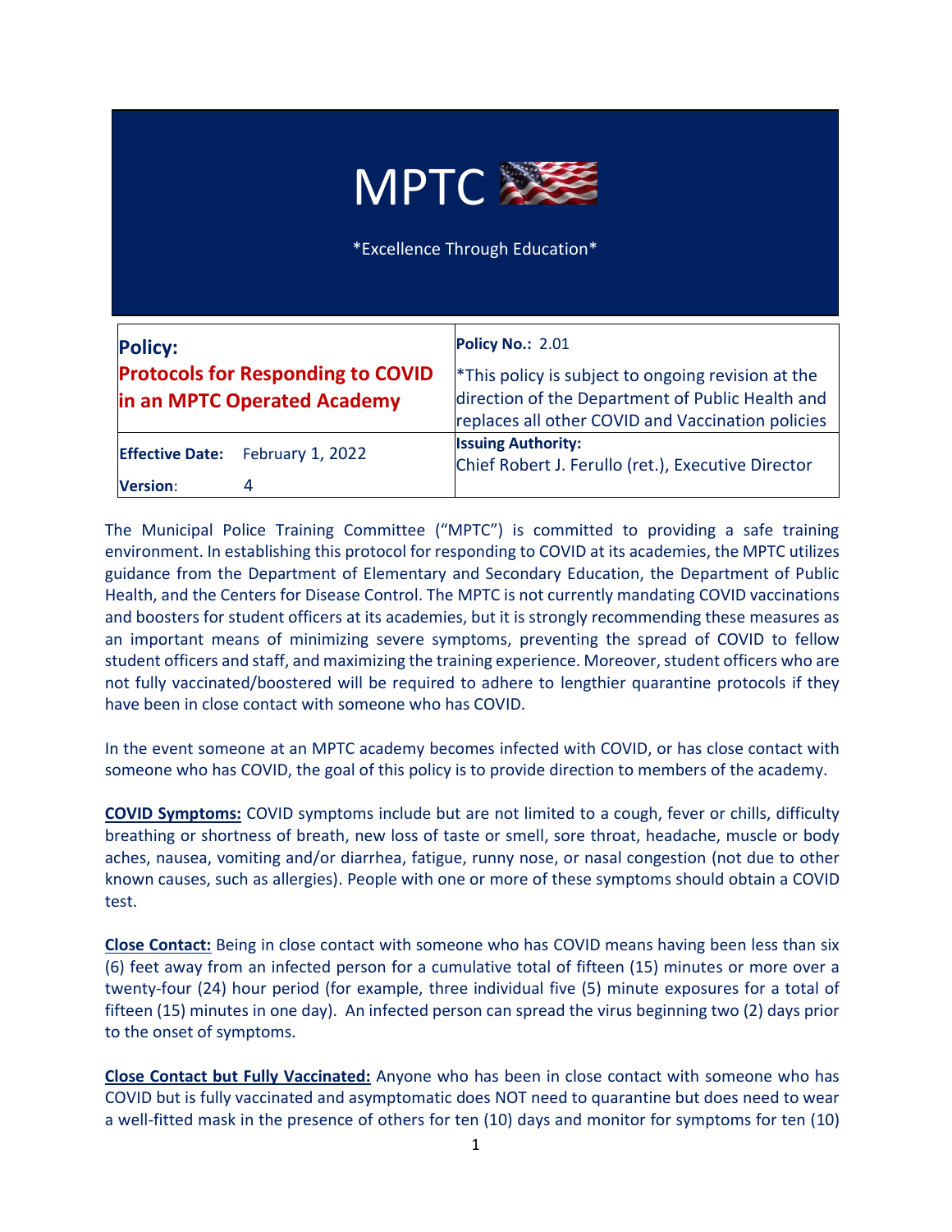# MPTC

*Excellence Through Education*

| **Policy:** **Protocols for Responding to COVID in an MPTC Operated Academy** | **Policy No.:** 2.01 *This policy is subject to ongoing revision at the direction of the Department of Public Health and replaces all other COVID and Vaccination policies |
|---|---|
| **Effective Date:** February 1, 2022 **Version**: 4 | **Issuing Authority:** Chief Robert J. Ferullo (ret.), Executive Director |

The Municipal Police Training Committee ("MPTC") is committed to providing a safe training environment. In establishing this protocol for responding to COVID at its academies, the MPTC utilizes guidance from the Department of Elementary and Secondary Education, the Department of Public Health, and the Centers for Disease Control. The MPTC is not currently mandating COVID vaccinations and boosters for student officers at its academies, but it is strongly recommending these measures as an important means of minimizing severe symptoms, preventing the spread of COVID to fellow student officers and staff, and maximizing the training experience. Moreover, student officers who are not fully vaccinated/boostered will be required to adhere to lengthier quarantine protocols if they have been in close contact with someone who has COVID.

In the event someone at an MPTC academy becomes infected with COVID, or has close contact with someone who has COVID, the goal of this policy is to provide direction to members of the academy.

**COVID Symptoms:** COVID symptoms include but are not limited to a cough, fever or chills, difficulty breathing or shortness of breath, new loss of taste or smell, sore throat, headache, muscle or body aches, nausea, vomiting and/or diarrhea, fatigue, runny nose, or nasal congestion (not due to other known causes, such as allergies). People with one or more of these symptoms should obtain a COVID test.

**Close Contact:** Being in close contact with someone who has COVID means having been less than six (6) feet away from an infected person for a cumulative total of fifteen (15) minutes or more over a twenty-four (24) hour period (for example, three individual five (5) minute exposures for a total of fifteen (15) minutes in one day). An infected person can spread the virus beginning two (2) days prior to the onset of symptoms.

**Close Contact but Fully Vaccinated:** Anyone who has been in close contact with someone who has COVID but is fully vaccinated and asymptomatic does NOT need to quarantine but does need to wear a well-fitted mask in the presence of others for ten (10) days and monitor for symptoms for ten (10)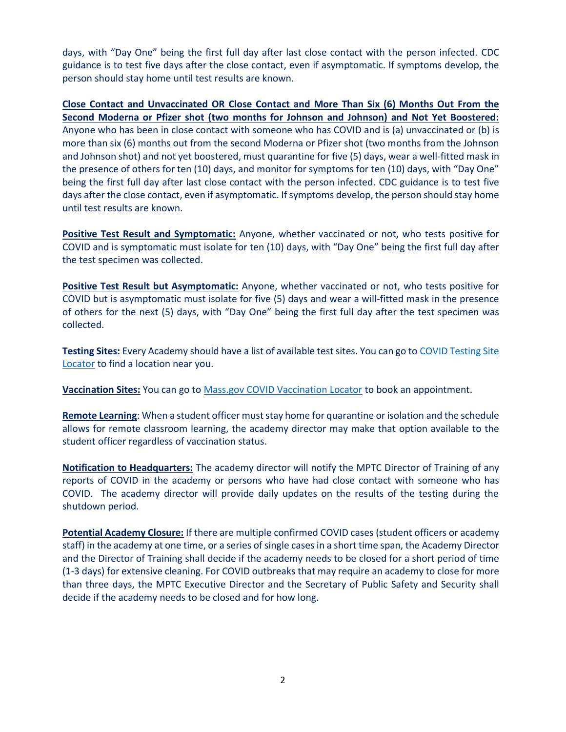days, with "Day One" being the first full day after last close contact with the person infected. CDC guidance is to test five days after the close contact, even if asymptomatic. If symptoms develop, the person should stay home until test results are known.

**Close Contact and Unvaccinated OR Close Contact and More Than Six (6) Months Out From the Second Moderna or Pfizer shot (two months for Johnson and Johnson) and Not Yet Boostered:** Anyone who has been in close contact with someone who has COVID and is (a) unvaccinated or (b) is more than six (6) months out from the second Moderna or Pfizer shot (two months from the Johnson and Johnson shot) and not yet boostered, must quarantine for five (5) days, wear a well-fitted mask in the presence of others for ten (10) days, and monitor for symptoms for ten (10) days, with "Day One" being the first full day after last close contact with the person infected. CDC guidance is to test five days after the close contact, even if asymptomatic. If symptoms develop, the person should stay home until test results are known.

**Positive Test Result and Symptomatic:** Anyone, whether vaccinated or not, who tests positive for COVID and is symptomatic must isolate for ten (10) days, with "Day One" being the first full day after the test specimen was collected.

**Positive Test Result but Asymptomatic:** Anyone, whether vaccinated or not, who tests positive for COVID but is asymptomatic must isolate for five (5) days and wear a will-fitted mask in the presence of others for the next (5) days, with "Day One" being the first full day after the test specimen was collected.

**Testing Sites:** Every Academy should have a list of available test sites. You can go to COVID Testing Site Locator to find a location near you.

**Vaccination Sites:** You can go to Mass.gov COVID Vaccination Locator to book an appointment.

**Remote Learning**: When a student officer must stay home for quarantine or isolation and the schedule allows for remote classroom learning, the academy director may make that option available to the student officer regardless of vaccination status.

**Notification to Headquarters:** The academy director will notify the MPTC Director of Training of any reports of COVID in the academy or persons who have had close contact with someone who has COVID. The academy director will provide daily updates on the results of the testing during the shutdown period.

**Potential Academy Closure:** If there are multiple confirmed COVID cases (student officers or academy staff) in the academy at one time, or a series of single cases in a short time span, the Academy Director and the Director of Training shall decide if the academy needs to be closed for a short period of time (1-3 days) for extensive cleaning. For COVID outbreaks that may require an academy to close for more than three days, the MPTC Executive Director and the Secretary of Public Safety and Security shall decide if the academy needs to be closed and for how long.